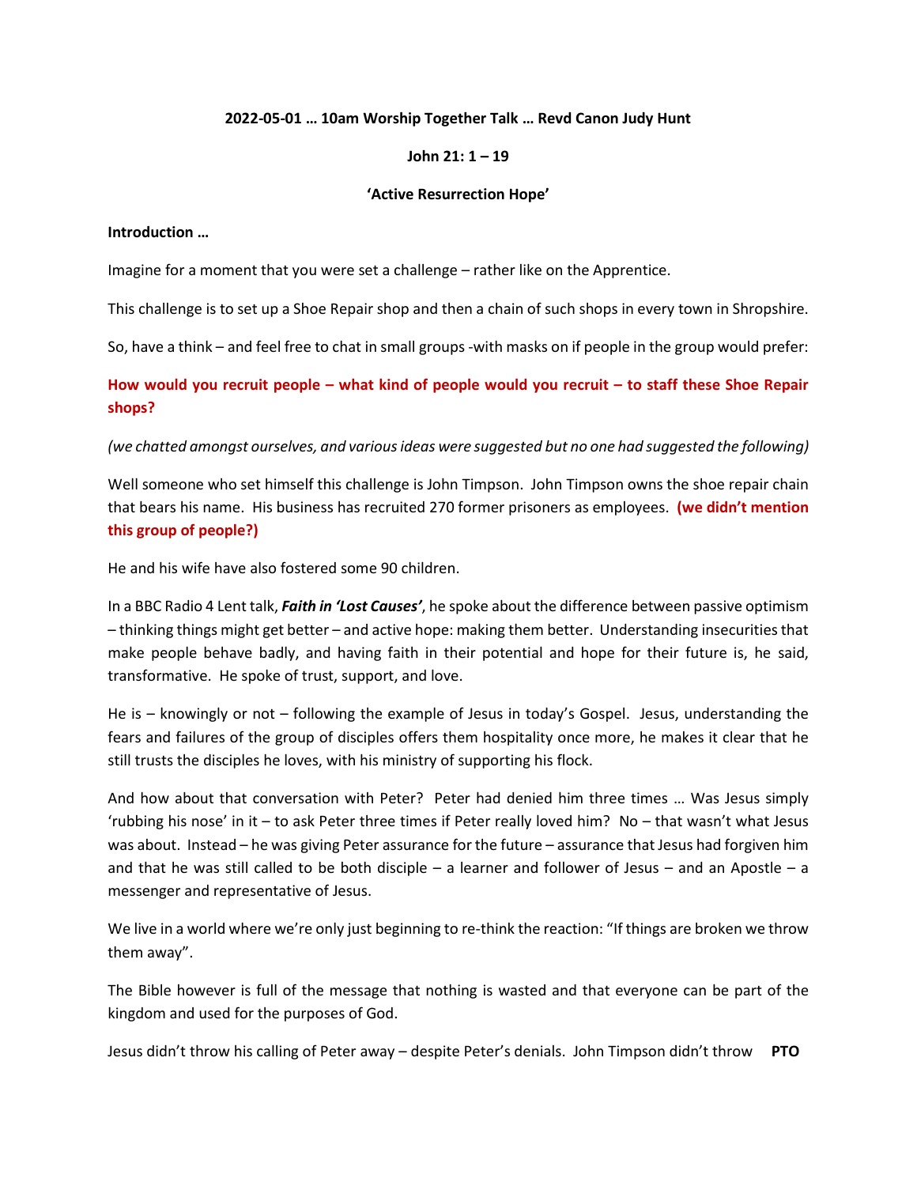**2022-05-01 … 10am Worship Together Talk … Revd Canon Judy Hunt**

**John 21: 1 – 19**

**'Active Resurrection Hope'**

**Introduction …**

Imagine for a moment that you were set a challenge – rather like on the Apprentice.

This challenge is to set up a Shoe Repair shop and then a chain of such shops in every town in Shropshire.

So, have a think – and feel free to chat in small groups -with masks on if people in the group would prefer:

**How would you recruit people – what kind of people would you recruit – to staff these Shoe Repair shops?**

*(we chatted amongst ourselves, and various ideas were suggested but no one had suggested the following)*

Well someone who set himself this challenge is John Timpson. John Timpson owns the shoe repair chain that bears his name. His business has recruited 270 former prisoners as employees. **(we didn't mention this group of people?)**

He and his wife have also fostered some 90 children.

In a BBC Radio 4 Lent talk, ***Faith in 'Lost Causes'***, he spoke about the difference between passive optimism – thinking things might get better – and active hope: making them better. Understanding insecurities that make people behave badly, and having faith in their potential and hope for their future is, he said, transformative. He spoke of trust, support, and love.

He is – knowingly or not – following the example of Jesus in today's Gospel. Jesus, understanding the fears and failures of the group of disciples offers them hospitality once more, he makes it clear that he still trusts the disciples he loves, with his ministry of supporting his flock.

And how about that conversation with Peter? Peter had denied him three times … Was Jesus simply 'rubbing his nose' in it – to ask Peter three times if Peter really loved him? No – that wasn't what Jesus was about. Instead – he was giving Peter assurance for the future – assurance that Jesus had forgiven him and that he was still called to be both disciple – a learner and follower of Jesus – and an Apostle – a messenger and representative of Jesus.

We live in a world where we're only just beginning to re-think the reaction: "If things are broken we throw them away".

The Bible however is full of the message that nothing is wasted and that everyone can be part of the kingdom and used for the purposes of God.

Jesus didn't throw his calling of Peter away – despite Peter's denials. John Timpson didn't throw **PTO**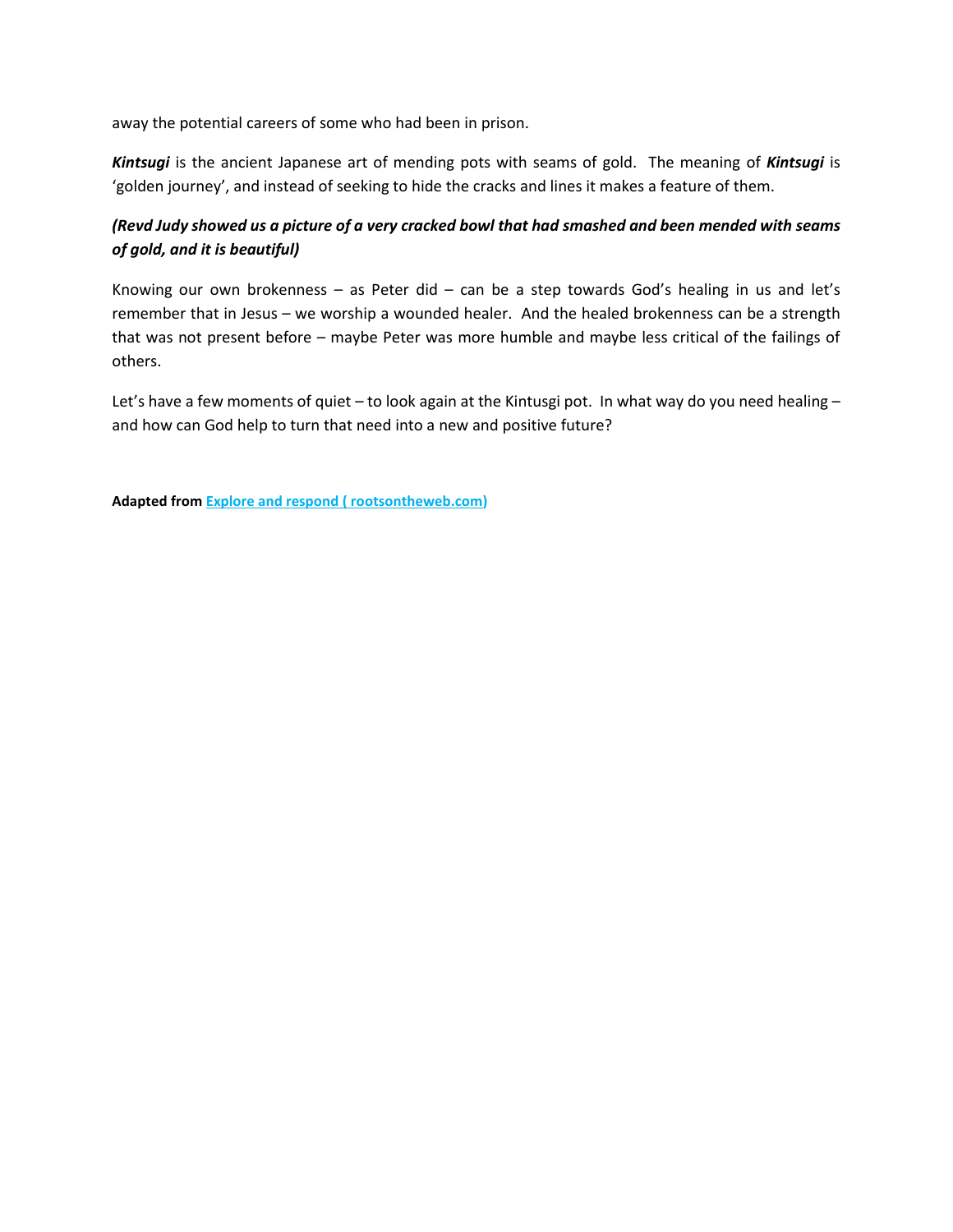away the potential careers of some who had been in prison.

***Kintsugi*** is the ancient Japanese art of mending pots with seams of gold. The meaning of ***Kintsugi*** is 'golden journey', and instead of seeking to hide the cracks and lines it makes a feature of them.

***(Revd Judy showed us a picture of a very cracked bowl that had smashed and been mended with seams of gold, and it is beautiful)***

Knowing our own brokenness – as Peter did – can be a step towards God's healing in us and let's remember that in Jesus – we worship a wounded healer. And the healed brokenness can be a strength that was not present before – maybe Peter was more humble and maybe less critical of the failings of others.

Let's have a few moments of quiet – to look again at the Kintusgi pot. In what way do you need healing – and how can God help to turn that need into a new and positive future?

**Adapted from [Explore and respond ( rootsontheweb.com)]**